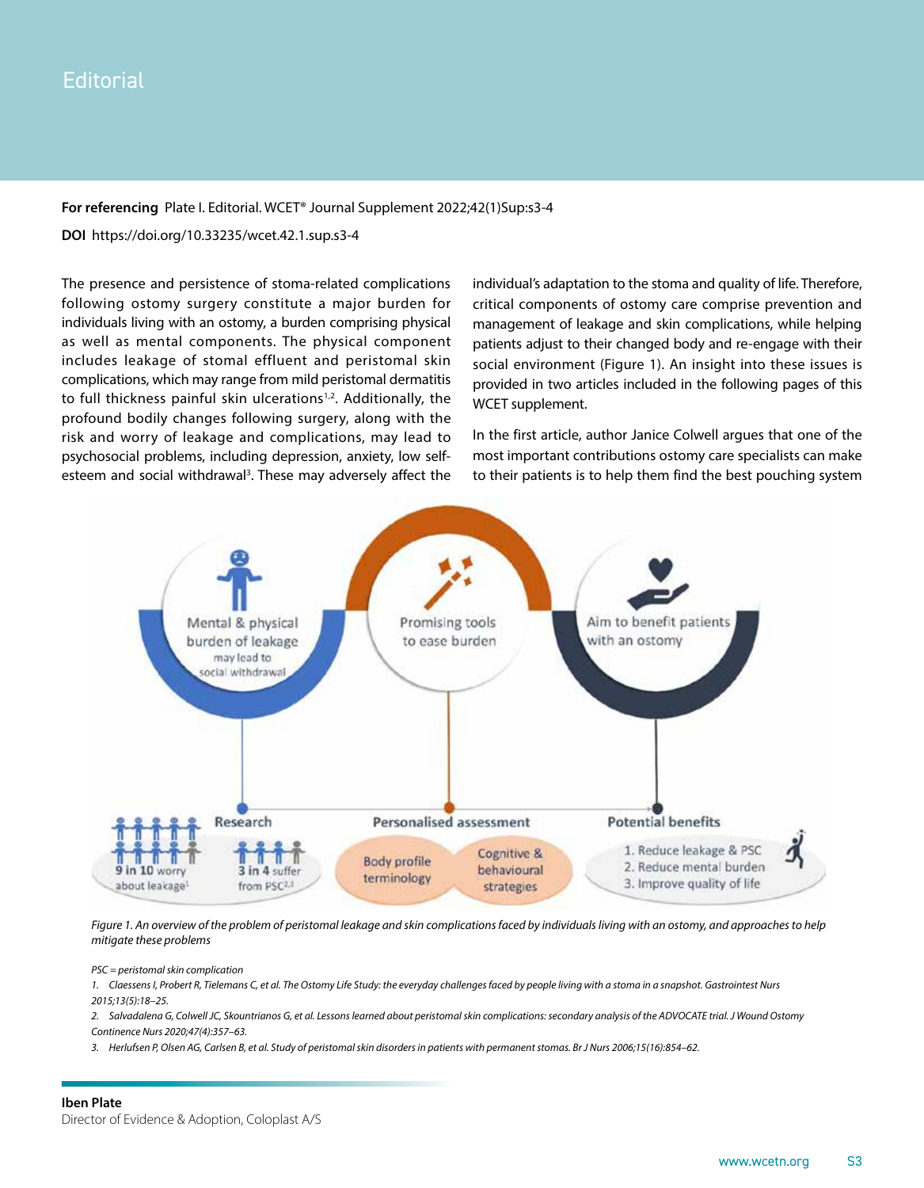# Editorial

**For referencing** Plate I. Editorial. WCET® Journal Supplement 2022;42(1)Sup:s3-4

**DOI** https://doi.org/10.33235/wcet.42.1.sup.s3-4

The presence and persistence of stoma-related complications following ostomy surgery constitute a major burden for individuals living with an ostomy, a burden comprising physical as well as mental components. The physical component includes leakage of stomal effluent and peristomal skin complications, which may range from mild peristomal dermatitis to full thickness painful skin ulcerations[1,2]. Additionally, the profound bodily changes following surgery, along with the risk and worry of leakage and complications, may lead to psychosocial problems, including depression, anxiety, low self-esteem and social withdrawal[3]. These may adversely affect the individual's adaptation to the stoma and quality of life. Therefore, critical components of ostomy care comprise prevention and management of leakage and skin complications, while helping patients adjust to their changed body and re-engage with their social environment (Figure 1). An insight into these issues is provided in two articles included in the following pages of this WCET supplement.

In the first article, author Janice Colwell argues that one of the most important contributions ostomy care specialists can make to their patients is to help them find the best pouching system

Mental & physical burden of leakage may lead to social withdrawal

Promising tools to ease burden

Aim to benefit patients with an ostomy

Research

9 in 10 worry about leakage[1]

3 in 4 suffer from PSC[2,3]

Personalised assessment

Body profile terminology

Cognitive & behavioural strategies

Potential benefits

1. Reduce leakage & PSC
2. Reduce mental burden
3. Improve quality of life

*Figure 1. An overview of the problem of peristomal leakage and skin complications faced by individuals living with an ostomy, and approaches to help mitigate these problems*

*PSC = peristomal skin complication*

*1. Claessens I, Probert R, Tielemans C, et al. The Ostomy Life Study: the everyday challenges faced by people living with a stoma in a snapshot. Gastrointest Nurs 2015;13(5):18–25.*

*2. Salvadalena G, Colwell JC, Skountrianos G, et al. Lessons learned about peristomal skin complications: secondary analysis of the ADVOCATE trial. J Wound Ostomy Continence Nurs 2020;47(4):357–63.*

*3. Herlufsen P, Olsen AG, Carlsen B, et al. Study of peristomal skin disorders in patients with permanent stomas. Br J Nurs 2006;15(16):854–62.*

**Iben Plate**
Director of Evidence & Adoption, Coloplast A/S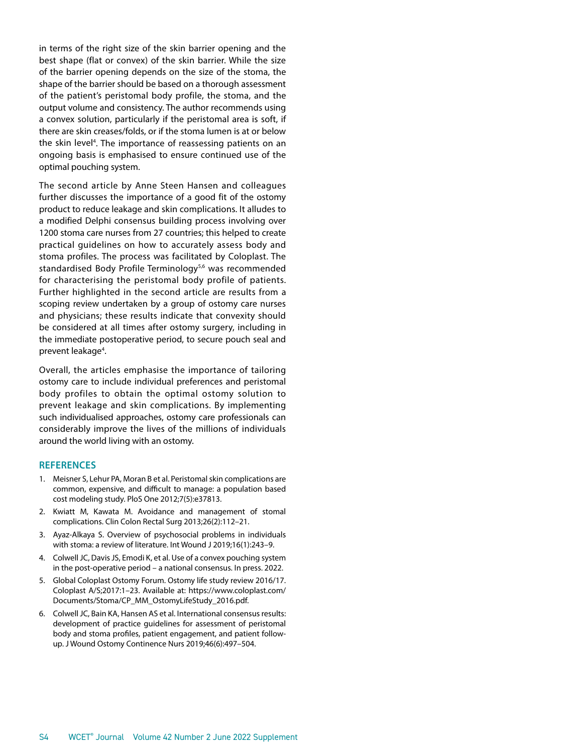in terms of the right size of the skin barrier opening and the best shape (flat or convex) of the skin barrier. While the size of the barrier opening depends on the size of the stoma, the shape of the barrier should be based on a thorough assessment of the patient's peristomal body profile, the stoma, and the output volume and consistency. The author recommends using a convex solution, particularly if the peristomal area is soft, if there are skin creases/folds, or if the stoma lumen is at or below the skin level[4]. The importance of reassessing patients on an ongoing basis is emphasised to ensure continued use of the optimal pouching system.

The second article by Anne Steen Hansen and colleagues further discusses the importance of a good fit of the ostomy product to reduce leakage and skin complications. It alludes to a modified Delphi consensus building process involving over 1200 stoma care nurses from 27 countries; this helped to create practical guidelines on how to accurately assess body and stoma profiles. The process was facilitated by Coloplast. The standardised Body Profile Terminology[5,6] was recommended for characterising the peristomal body profile of patients. Further highlighted in the second article are results from a scoping review undertaken by a group of ostomy care nurses and physicians; these results indicate that convexity should be considered at all times after ostomy surgery, including in the immediate postoperative period, to secure pouch seal and prevent leakage[4].

Overall, the articles emphasise the importance of tailoring ostomy care to include individual preferences and peristomal body profiles to obtain the optimal ostomy solution to prevent leakage and skin complications. By implementing such individualised approaches, ostomy care professionals can considerably improve the lives of the millions of individuals around the world living with an ostomy.

## REFERENCES

1. Meisner S, Lehur PA, Moran B et al. Peristomal skin complications are common, expensive, and difficult to manage: a population based cost modeling study. PloS One 2012;7(5):e37813.
2. Kwiatt M, Kawata M. Avoidance and management of stomal complications. Clin Colon Rectal Surg 2013;26(2):112–21.
3. Ayaz-Alkaya S. Overview of psychosocial problems in individuals with stoma: a review of literature. Int Wound J 2019;16(1):243–9.
4. Colwell JC, Davis JS, Emodi K, et al. Use of a convex pouching system in the post-operative period – a national consensus. In press. 2022.
5. Global Coloplast Ostomy Forum. Ostomy life study review 2016/17. Coloplast A/S;2017:1–23. Available at: https://www.coloplast.com/Documents/Stoma/CP_MM_OstomyLifeStudy_2016.pdf.
6. Colwell JC, Bain KA, Hansen AS et al. International consensus results: development of practice guidelines for assessment of peristomal body and stoma profiles, patient engagement, and patient follow-up. J Wound Ostomy Continence Nurs 2019;46(6):497–504.